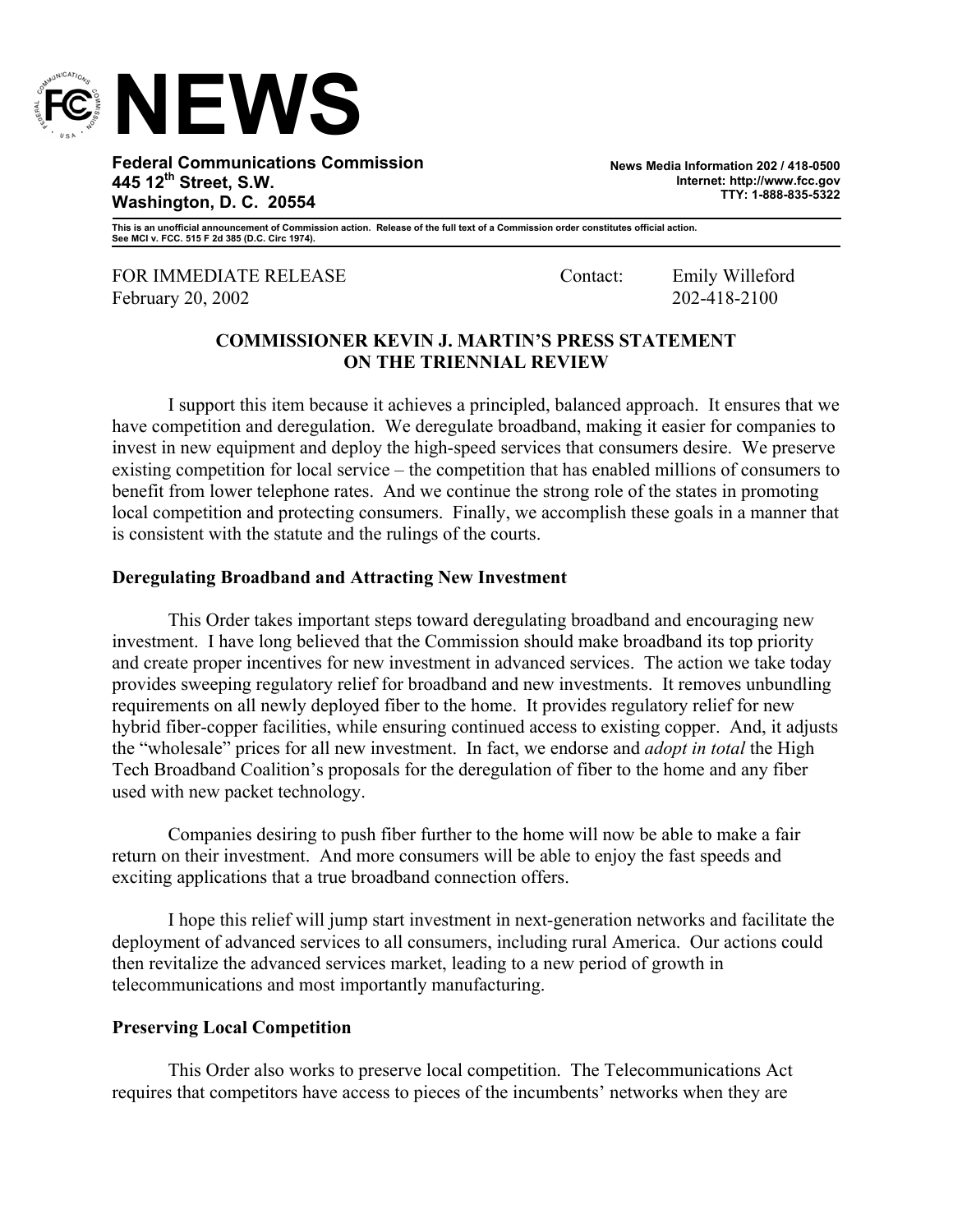# NEWS

**Federal Communications Commission**
**445 12th Street, S.W.**
**Washington, D. C. 20554**

**News Media Information 202 / 418-0500**
**Internet: http://www.fcc.gov**
**TTY: 1-888-835-5322**

**This is an unofficial announcement of Commission action. Release of the full text of a Commission order constitutes official action. See MCI v. FCC. 515 F 2d 385 (D.C. Circ 1974).**

FOR IMMEDIATE RELEASE
February 20, 2002

Contact: Emily Willeford
202-418-2100

## COMMISSIONER KEVIN J. MARTIN'S PRESS STATEMENT ON THE TRIENNIAL REVIEW

I support this item because it achieves a principled, balanced approach. It ensures that we have competition and deregulation. We deregulate broadband, making it easier for companies to invest in new equipment and deploy the high-speed services that consumers desire. We preserve existing competition for local service – the competition that has enabled millions of consumers to benefit from lower telephone rates. And we continue the strong role of the states in promoting local competition and protecting consumers. Finally, we accomplish these goals in a manner that is consistent with the statute and the rulings of the courts.

### Deregulating Broadband and Attracting New Investment

This Order takes important steps toward deregulating broadband and encouraging new investment. I have long believed that the Commission should make broadband its top priority and create proper incentives for new investment in advanced services. The action we take today provides sweeping regulatory relief for broadband and new investments. It removes unbundling requirements on all newly deployed fiber to the home. It provides regulatory relief for new hybrid fiber-copper facilities, while ensuring continued access to existing copper. And, it adjusts the "wholesale" prices for all new investment. In fact, we endorse and *adopt in total* the High Tech Broadband Coalition's proposals for the deregulation of fiber to the home and any fiber used with new packet technology.

Companies desiring to push fiber further to the home will now be able to make a fair return on their investment. And more consumers will be able to enjoy the fast speeds and exciting applications that a true broadband connection offers.

I hope this relief will jump start investment in next-generation networks and facilitate the deployment of advanced services to all consumers, including rural America. Our actions could then revitalize the advanced services market, leading to a new period of growth in telecommunications and most importantly manufacturing.

### Preserving Local Competition

This Order also works to preserve local competition. The Telecommunications Act requires that competitors have access to pieces of the incumbents' networks when they are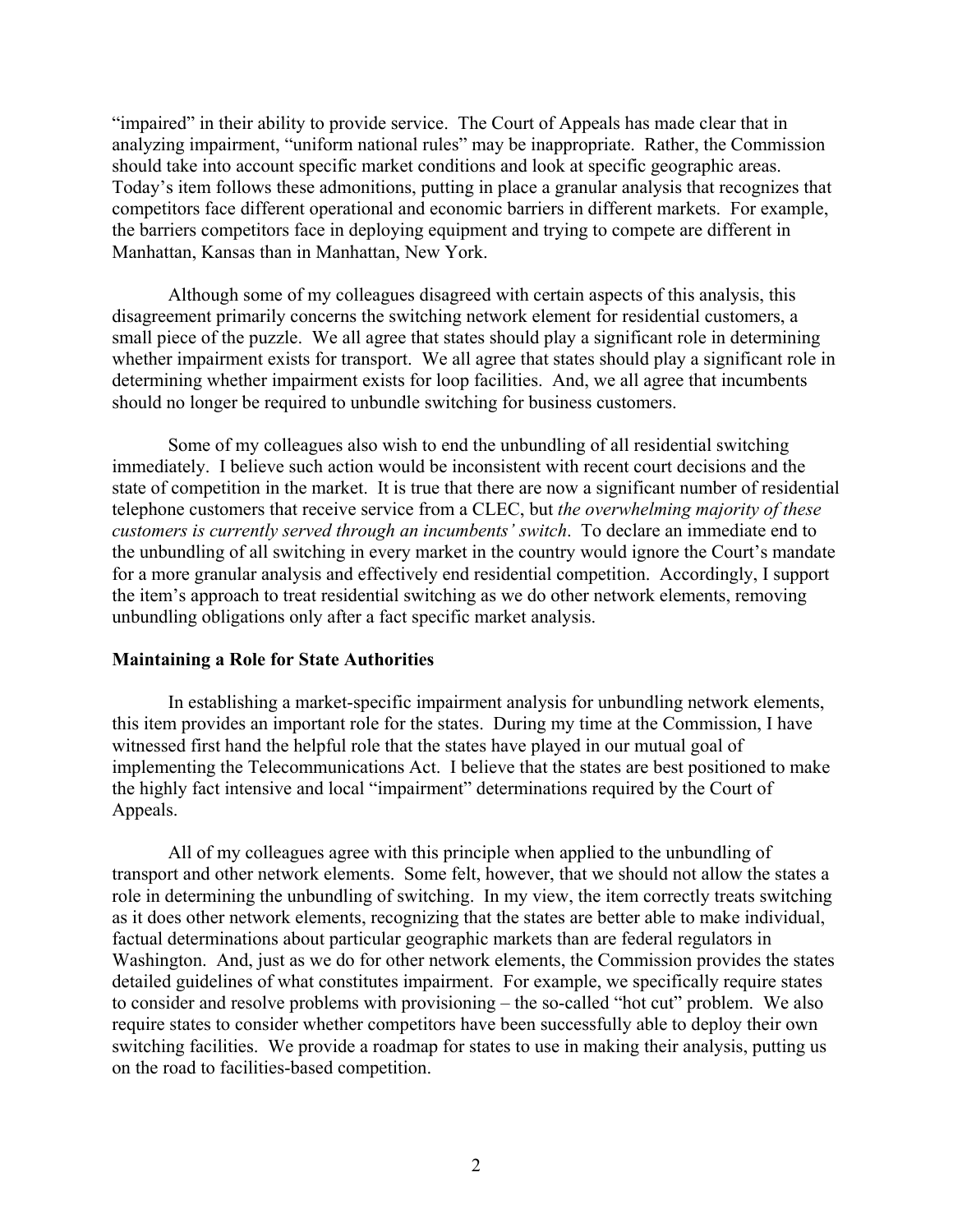"impaired" in their ability to provide service. The Court of Appeals has made clear that in analyzing impairment, "uniform national rules" may be inappropriate. Rather, the Commission should take into account specific market conditions and look at specific geographic areas. Today's item follows these admonitions, putting in place a granular analysis that recognizes that competitors face different operational and economic barriers in different markets. For example, the barriers competitors face in deploying equipment and trying to compete are different in Manhattan, Kansas than in Manhattan, New York.

Although some of my colleagues disagreed with certain aspects of this analysis, this disagreement primarily concerns the switching network element for residential customers, a small piece of the puzzle. We all agree that states should play a significant role in determining whether impairment exists for transport. We all agree that states should play a significant role in determining whether impairment exists for loop facilities. And, we all agree that incumbents should no longer be required to unbundle switching for business customers.

Some of my colleagues also wish to end the unbundling of all residential switching immediately. I believe such action would be inconsistent with recent court decisions and the state of competition in the market. It is true that there are now a significant number of residential telephone customers that receive service from a CLEC, but *the overwhelming majority of these customers is currently served through an incumbents' switch*. To declare an immediate end to the unbundling of all switching in every market in the country would ignore the Court's mandate for a more granular analysis and effectively end residential competition. Accordingly, I support the item's approach to treat residential switching as we do other network elements, removing unbundling obligations only after a fact specific market analysis.

**Maintaining a Role for State Authorities**

In establishing a market-specific impairment analysis for unbundling network elements, this item provides an important role for the states. During my time at the Commission, I have witnessed first hand the helpful role that the states have played in our mutual goal of implementing the Telecommunications Act. I believe that the states are best positioned to make the highly fact intensive and local "impairment" determinations required by the Court of Appeals.

All of my colleagues agree with this principle when applied to the unbundling of transport and other network elements. Some felt, however, that we should not allow the states a role in determining the unbundling of switching. In my view, the item correctly treats switching as it does other network elements, recognizing that the states are better able to make individual, factual determinations about particular geographic markets than are federal regulators in Washington. And, just as we do for other network elements, the Commission provides the states detailed guidelines of what constitutes impairment. For example, we specifically require states to consider and resolve problems with provisioning – the so-called "hot cut" problem. We also require states to consider whether competitors have been successfully able to deploy their own switching facilities. We provide a roadmap for states to use in making their analysis, putting us on the road to facilities-based competition.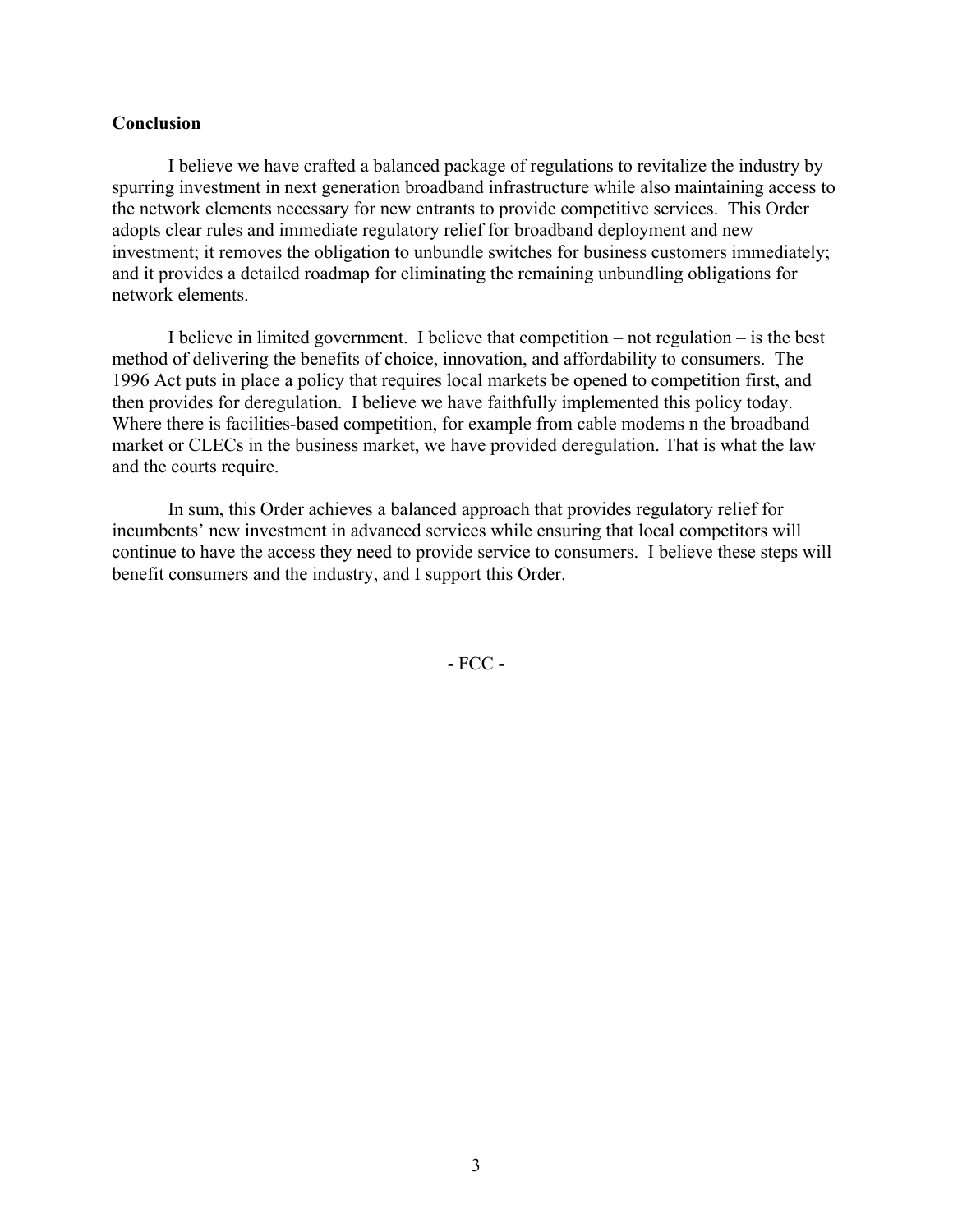**Conclusion**

I believe we have crafted a balanced package of regulations to revitalize the industry by spurring investment in next generation broadband infrastructure while also maintaining access to the network elements necessary for new entrants to provide competitive services. This Order adopts clear rules and immediate regulatory relief for broadband deployment and new investment; it removes the obligation to unbundle switches for business customers immediately; and it provides a detailed roadmap for eliminating the remaining unbundling obligations for network elements.

I believe in limited government. I believe that competition – not regulation – is the best method of delivering the benefits of choice, innovation, and affordability to consumers. The 1996 Act puts in place a policy that requires local markets be opened to competition first, and then provides for deregulation. I believe we have faithfully implemented this policy today. Where there is facilities-based competition, for example from cable modems n the broadband market or CLECs in the business market, we have provided deregulation. That is what the law and the courts require.

In sum, this Order achieves a balanced approach that provides regulatory relief for incumbents' new investment in advanced services while ensuring that local competitors will continue to have the access they need to provide service to consumers. I believe these steps will benefit consumers and the industry, and I support this Order.

\- FCC -